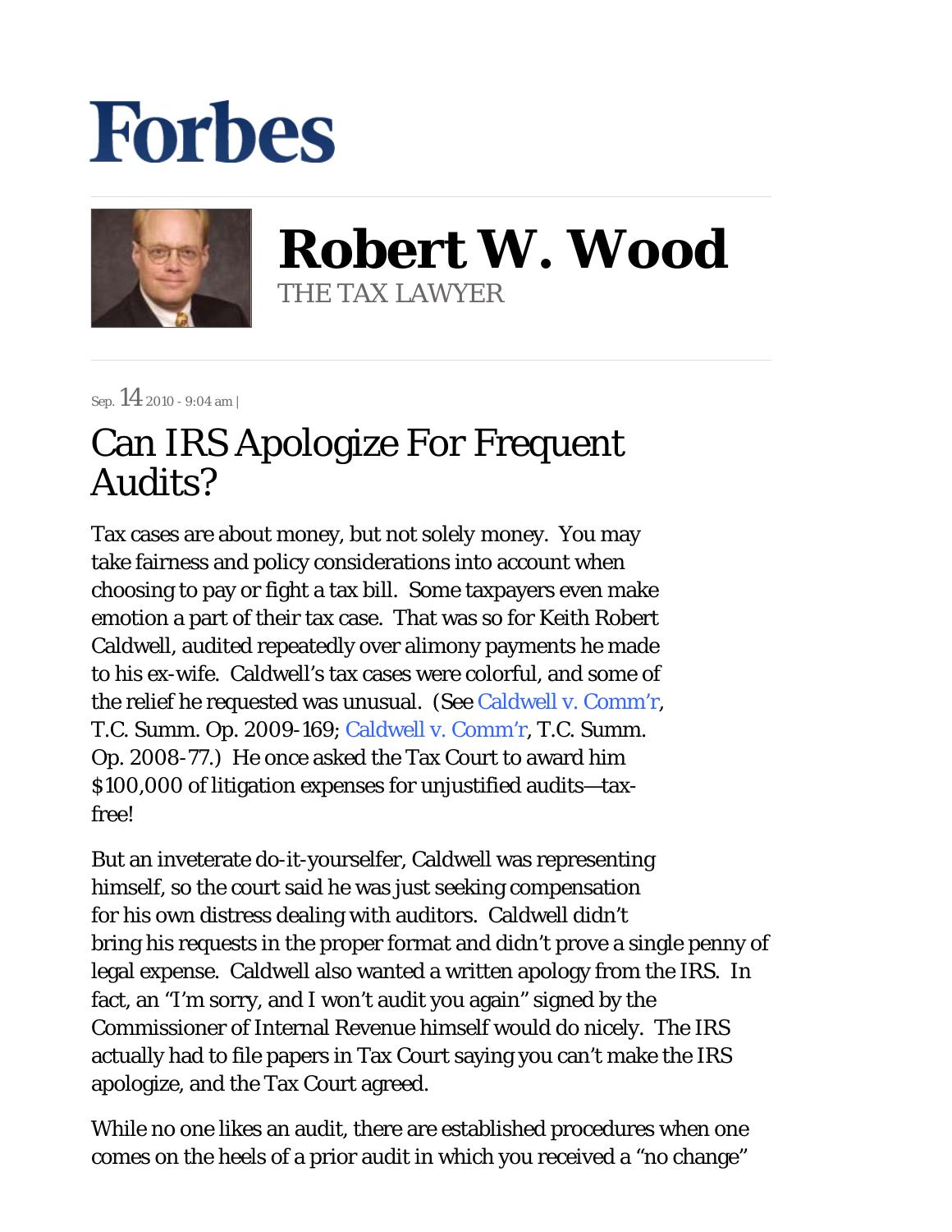# Forbes

**Robert W. Wood**
THE TAX LAWYER

Sep. 14 2010 - 9:04 am |

# Can IRS Apologize For Frequent Audits?

Tax cases are about money, but not solely money. You may take fairness and policy considerations into account when choosing to pay or fight a tax bill. Some taxpayers even make emotion a part of their tax case. That was so for Keith Robert Caldwell, audited repeatedly over alimony payments he made to his ex-wife. Caldwell's tax cases were colorful, and some of the relief he requested was unusual. (See Caldwell v. Comm'r, T.C. Summ. Op. 2009-169; Caldwell v. Comm'r, T.C. Summ. Op. 2008-77.) He once asked the Tax Court to award him $100,000 of litigation expenses for unjustified audits—tax-free!

But an inveterate do-it-yourselfer, Caldwell was representing himself, so the court said he was just seeking compensation for his own distress dealing with auditors. Caldwell didn't bring his requests in the proper format and didn't prove a single penny of legal expense. Caldwell also wanted a written apology from the IRS. In fact, an "I'm sorry, and I won't audit you again" signed by the Commissioner of Internal Revenue himself would do nicely. The IRS actually had to file papers in Tax Court saying you can't make the IRS apologize, and the Tax Court agreed.

While no one likes an audit, there are established procedures when one comes on the heels of a prior audit in which you received a "no change"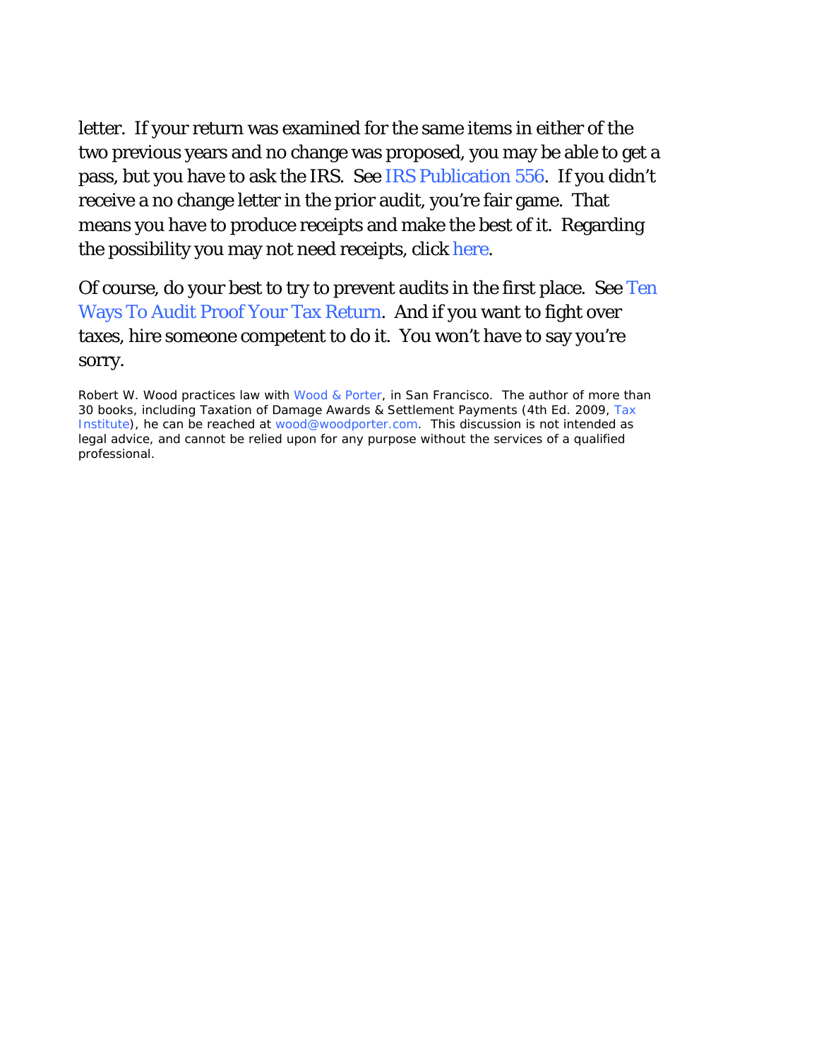letter. If your return was examined for the same items in either of the two previous years and no change was proposed, you may be able to get a pass, but you have to ask the IRS. See IRS Publication 556. If you didn't receive a no change letter in the prior audit, you're fair game. That means you have to produce receipts and make the best of it. Regarding the possibility you may not need receipts, click here.

Of course, do your best to try to prevent audits in the first place. See Ten Ways To Audit Proof Your Tax Return. And if you want to fight over taxes, hire someone competent to do it. You won't have to say you're sorry.

Robert W. Wood practices law with Wood & Porter, in San Francisco. The author of more than 30 books, including Taxation of Damage Awards & Settlement Payments (4th Ed. 2009, Tax Institute), he can be reached at wood@woodporter.com. This discussion is not intended as legal advice, and cannot be relied upon for any purpose without the services of a qualified professional.